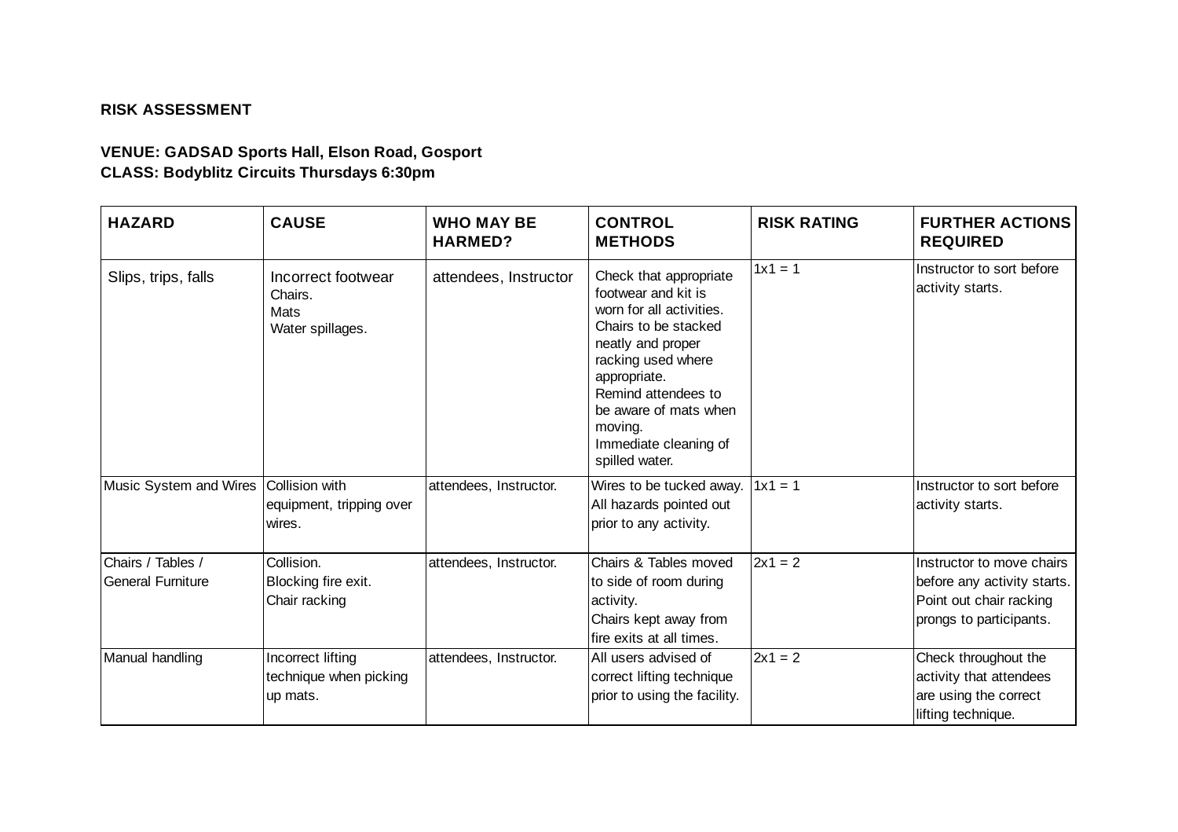**RISK ASSESSMENT**

**VENUE: GADSAD Sports Hall, Elson Road, Gosport**
**CLASS: Bodyblitz Circuits Thursdays 6:30pm**

| HAZARD | CAUSE | WHO MAY BE HARMED? | CONTROL METHODS | RISK RATING | FURTHER ACTIONS REQUIRED |
|---|---|---|---|---|---|
| Slips, trips, falls | Incorrect footwear<br>Chairs.<br>Mats<br>Water spillages. | attendees, Instructor | Check that appropriate footwear and kit is worn for all activities.<br>Chairs to be stacked neatly and proper racking used where appropriate.<br>Remind attendees to be aware of mats when moving.<br>Immediate cleaning of spilled water. | 1x1 = 1 | Instructor to sort before activity starts. |
| Music System and Wires | Collision with equipment, tripping over wires. | attendees, Instructor. | Wires to be tucked away.<br>All hazards pointed out prior to any activity. | 1x1 = 1 | Instructor to sort before activity starts. |
| Chairs / Tables / General Furniture | Collision.<br>Blocking fire exit.<br>Chair racking | attendees, Instructor. | Chairs & Tables moved to side of room during activity.<br>Chairs kept away from fire exits at all times. | 2x1 = 2 | Instructor to move chairs before any activity starts.<br>Point out chair racking prongs to participants. |
| Manual handling | Incorrect lifting technique when picking up mats. | attendees, Instructor. | All users advised of correct lifting technique prior to using the facility. | 2x1 = 2 | Check throughout the activity that attendees are using the correct lifting technique. |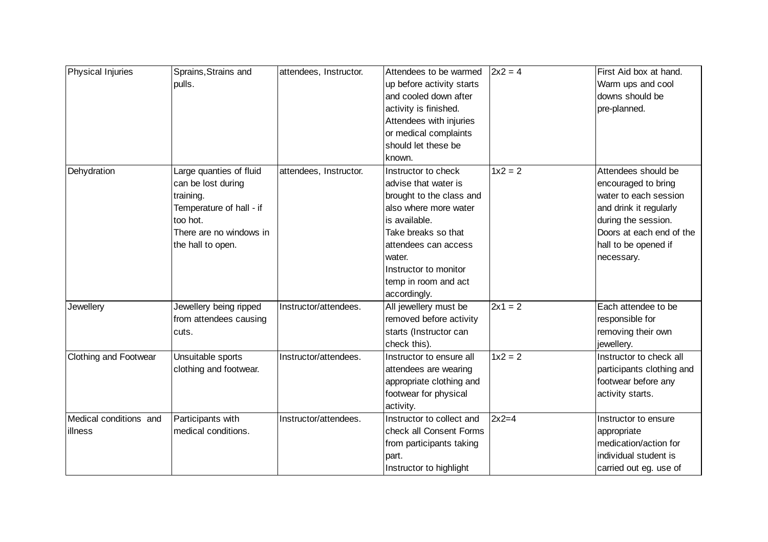| Physical Injuries | Sprains,Strains and pulls. | attendees, Instructor. | Attendees to be warmed up before activity starts and cooled down after activity is finished. Attendees with injuries or medical complaints should let these be known. | 2x2 = 4 | First Aid box at hand. Warm ups and cool downs should be pre-planned. |
|---|---|---|---|---|---|
| Dehydration | Large quanties of fluid can be lost during training. Temperature of hall - if too hot. There are no windows in the hall to open. | attendees, Instructor. | Instructor to check advise that water is brought to the class and also where more water is available. Take breaks so that attendees can access water. Instructor to monitor temp in room and act accordingly. | 1x2 = 2 | Attendees should be encouraged to bring water to each session and drink it regularly during the session. Doors at each end of the hall to be opened if necessary. |
| Jewellery | Jewellery being ripped from attendees causing cuts. | Instructor/attendees. | All jewellery must be removed before activity starts (Instructor can check this). | 2x1 = 2 | Each attendee to be responsible for removing their own jewellery. |
| Clothing and Footwear | Unsuitable sports clothing and footwear. | Instructor/attendees. | Instructor to ensure all attendees are wearing appropriate clothing and footwear for physical activity. | 1x2 = 2 | Instructor to check all participants clothing and footwear before any activity starts. |
| Medical conditions and illness | Participants with medical conditions. | Instructor/attendees. | Instructor to collect and check all Consent Forms from participants taking part. Instructor to highlight | 2x2=4 | Instructor to ensure appropriate medication/action for individual student is carried out eg. use of |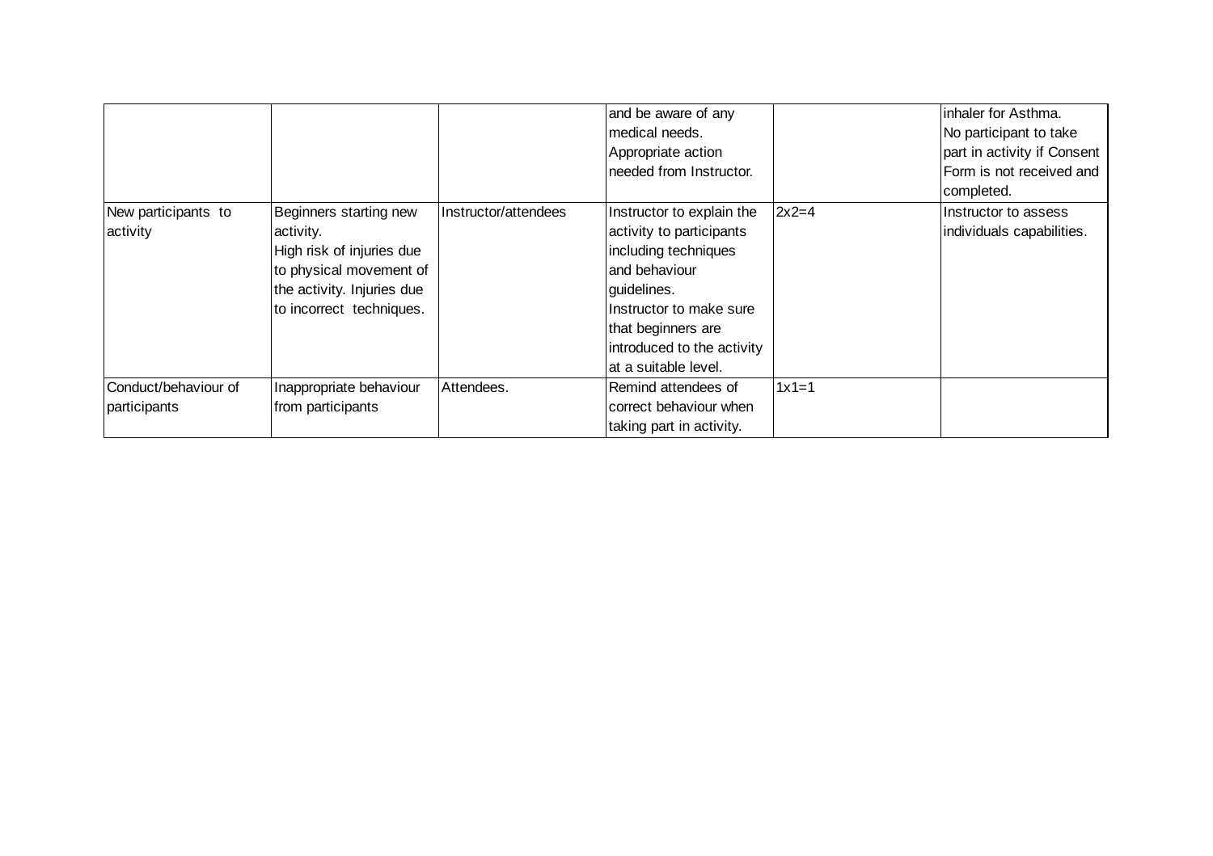| | | | | | |
|---|---|---|---|---|---|
| | | | and be aware of any medical needs. Appropriate action needed from Instructor. | | inhaler for Asthma. No participant to take part in activity if Consent Form is not received and completed. |
| New participants to activity | Beginners starting new activity. High risk of injuries due to physical movement of the activity. Injuries due to incorrect techniques. | Instructor/attendees | Instructor to explain the activity to participants including techniques and behaviour guidelines. Instructor to make sure that beginners are introduced to the activity at a suitable level. | 2x2=4 | Instructor to assess individuals capabilities. |
| Conduct/behaviour of participants | Inappropriate behaviour from participants | Attendees. | Remind attendees of correct behaviour when taking part in activity. | 1x1=1 | |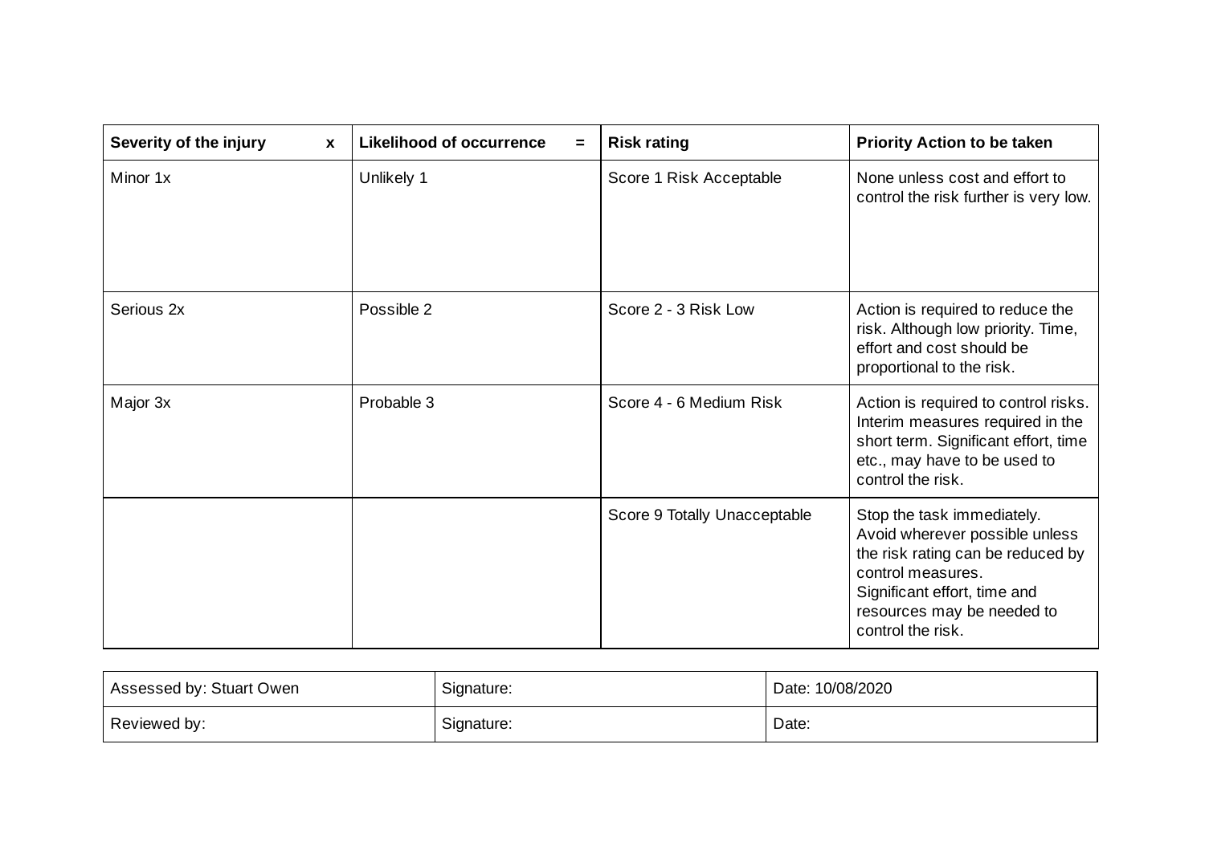| **Severity of the injury x** | **Likelihood of occurrence =** | **Risk rating** | **Priority Action to be taken** |
|---|---|---|---|
| Minor 1x | Unlikely 1 | Score 1 Risk Acceptable | None unless cost and effort to control the risk further is very low. |
| Serious 2x | Possible 2 | Score 2 - 3 Risk Low | Action is required to reduce the risk. Although low priority. Time, effort and cost should be proportional to the risk. |
| Major 3x | Probable 3 | Score 4 - 6 Medium Risk | Action is required to control risks. Interim measures required in the short term. Significant effort, time etc., may have to be used to control the risk. |
| | | Score 9 Totally Unacceptable | Stop the task immediately.<br>Avoid wherever possible unless the risk rating can be reduced by control measures.<br>Significant effort, time and resources may be needed to control the risk. |

| | | |
|---|---|---|
| Assessed by: Stuart Owen | Signature: | Date: 10/08/2020 |
| Reviewed by: | Signature: | Date: |